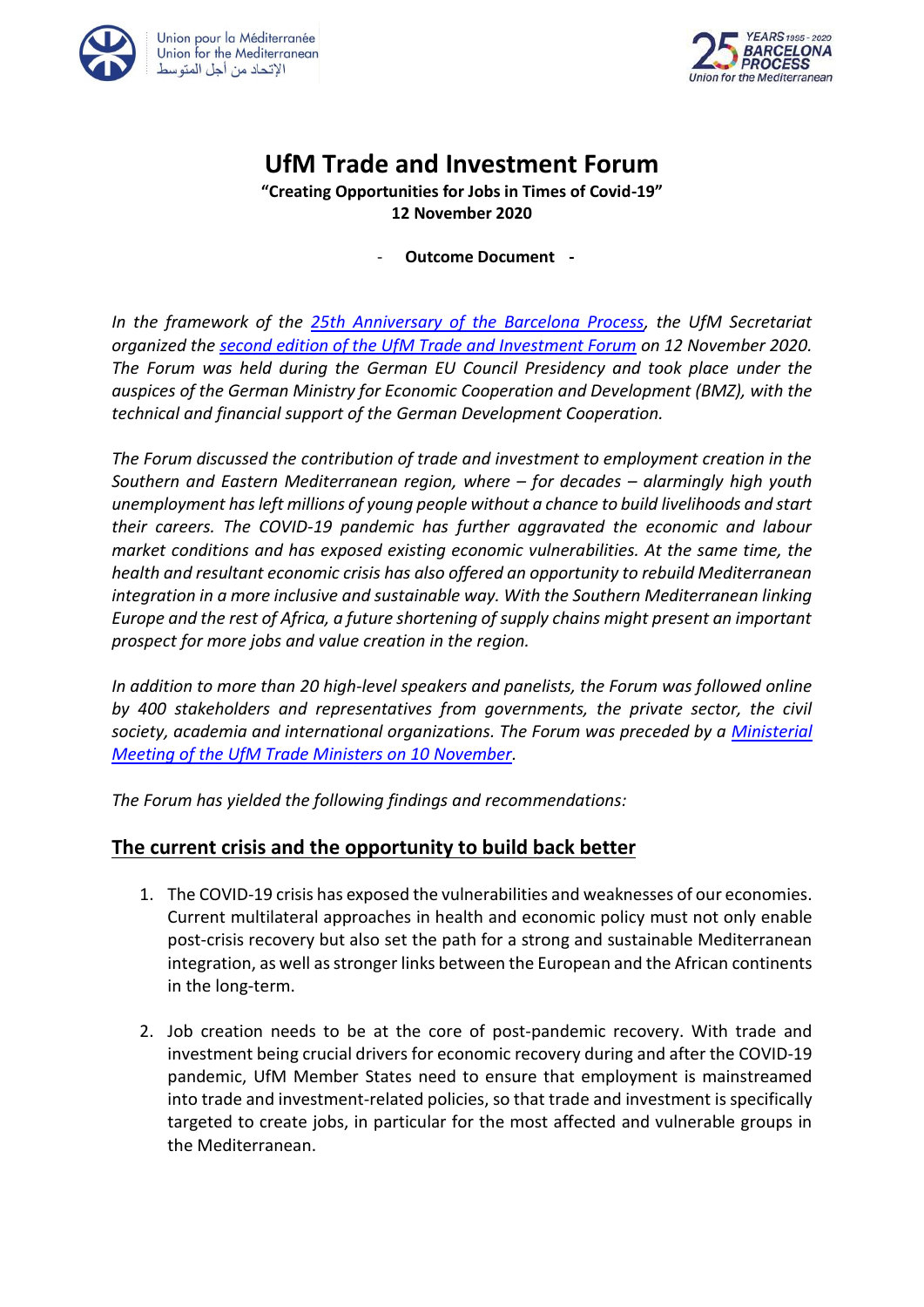# UfM Trade and Investment Forum

**"Creating Opportunities for Jobs in Times of Covid-19"**
**12 November 2020**

- **Outcome Document** -

*In the framework of the 25th Anniversary of the Barcelona Process, the UfM Secretariat organized the second edition of the UfM Trade and Investment Forum on 12 November 2020. The Forum was held during the German EU Council Presidency and took place under the auspices of the German Ministry for Economic Cooperation and Development (BMZ), with the technical and financial support of the German Development Cooperation.*

*The Forum discussed the contribution of trade and investment to employment creation in the Southern and Eastern Mediterranean region, where – for decades – alarmingly high youth unemployment has left millions of young people without a chance to build livelihoods and start their careers. The COVID-19 pandemic has further aggravated the economic and labour market conditions and has exposed existing economic vulnerabilities. At the same time, the health and resultant economic crisis has also offered an opportunity to rebuild Mediterranean integration in a more inclusive and sustainable way. With the Southern Mediterranean linking Europe and the rest of Africa, a future shortening of supply chains might present an important prospect for more jobs and value creation in the region.*

*In addition to more than 20 high-level speakers and panelists, the Forum was followed online by 400 stakeholders and representatives from governments, the private sector, the civil society, academia and international organizations. The Forum was preceded by a Ministerial Meeting of the UfM Trade Ministers on 10 November.*

*The Forum has yielded the following findings and recommendations:*

## The current crisis and the opportunity to build back better

1. The COVID-19 crisis has exposed the vulnerabilities and weaknesses of our economies. Current multilateral approaches in health and economic policy must not only enable post-crisis recovery but also set the path for a strong and sustainable Mediterranean integration, as well as stronger links between the European and the African continents in the long-term.

2. Job creation needs to be at the core of post-pandemic recovery. With trade and investment being crucial drivers for economic recovery during and after the COVID-19 pandemic, UfM Member States need to ensure that employment is mainstreamed into trade and investment-related policies, so that trade and investment is specifically targeted to create jobs, in particular for the most affected and vulnerable groups in the Mediterranean.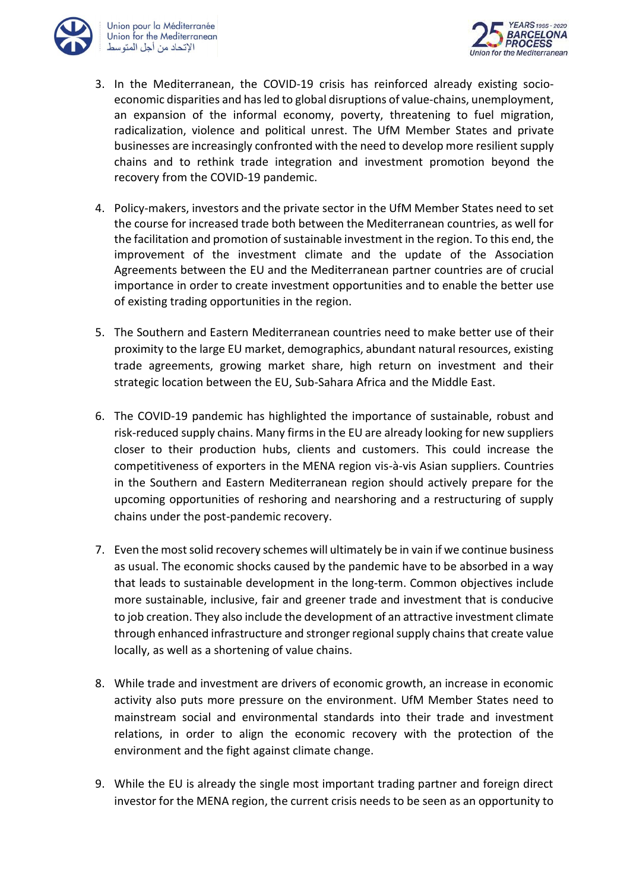3. In the Mediterranean, the COVID-19 crisis has reinforced already existing socio-economic disparities and has led to global disruptions of value-chains, unemployment, an expansion of the informal economy, poverty, threatening to fuel migration, radicalization, violence and political unrest. The UfM Member States and private businesses are increasingly confronted with the need to develop more resilient supply chains and to rethink trade integration and investment promotion beyond the recovery from the COVID-19 pandemic.

4. Policy-makers, investors and the private sector in the UfM Member States need to set the course for increased trade both between the Mediterranean countries, as well for the facilitation and promotion of sustainable investment in the region. To this end, the improvement of the investment climate and the update of the Association Agreements between the EU and the Mediterranean partner countries are of crucial importance in order to create investment opportunities and to enable the better use of existing trading opportunities in the region.

5. The Southern and Eastern Mediterranean countries need to make better use of their proximity to the large EU market, demographics, abundant natural resources, existing trade agreements, growing market share, high return on investment and their strategic location between the EU, Sub-Sahara Africa and the Middle East.

6. The COVID-19 pandemic has highlighted the importance of sustainable, robust and risk-reduced supply chains. Many firms in the EU are already looking for new suppliers closer to their production hubs, clients and customers. This could increase the competitiveness of exporters in the MENA region vis-à-vis Asian suppliers. Countries in the Southern and Eastern Mediterranean region should actively prepare for the upcoming opportunities of reshoring and nearshoring and a restructuring of supply chains under the post-pandemic recovery.

7. Even the most solid recovery schemes will ultimately be in vain if we continue business as usual. The economic shocks caused by the pandemic have to be absorbed in a way that leads to sustainable development in the long-term. Common objectives include more sustainable, inclusive, fair and greener trade and investment that is conducive to job creation. They also include the development of an attractive investment climate through enhanced infrastructure and stronger regional supply chains that create value locally, as well as a shortening of value chains.

8. While trade and investment are drivers of economic growth, an increase in economic activity also puts more pressure on the environment. UfM Member States need to mainstream social and environmental standards into their trade and investment relations, in order to align the economic recovery with the protection of the environment and the fight against climate change.

9. While the EU is already the single most important trading partner and foreign direct investor for the MENA region, the current crisis needs to be seen as an opportunity to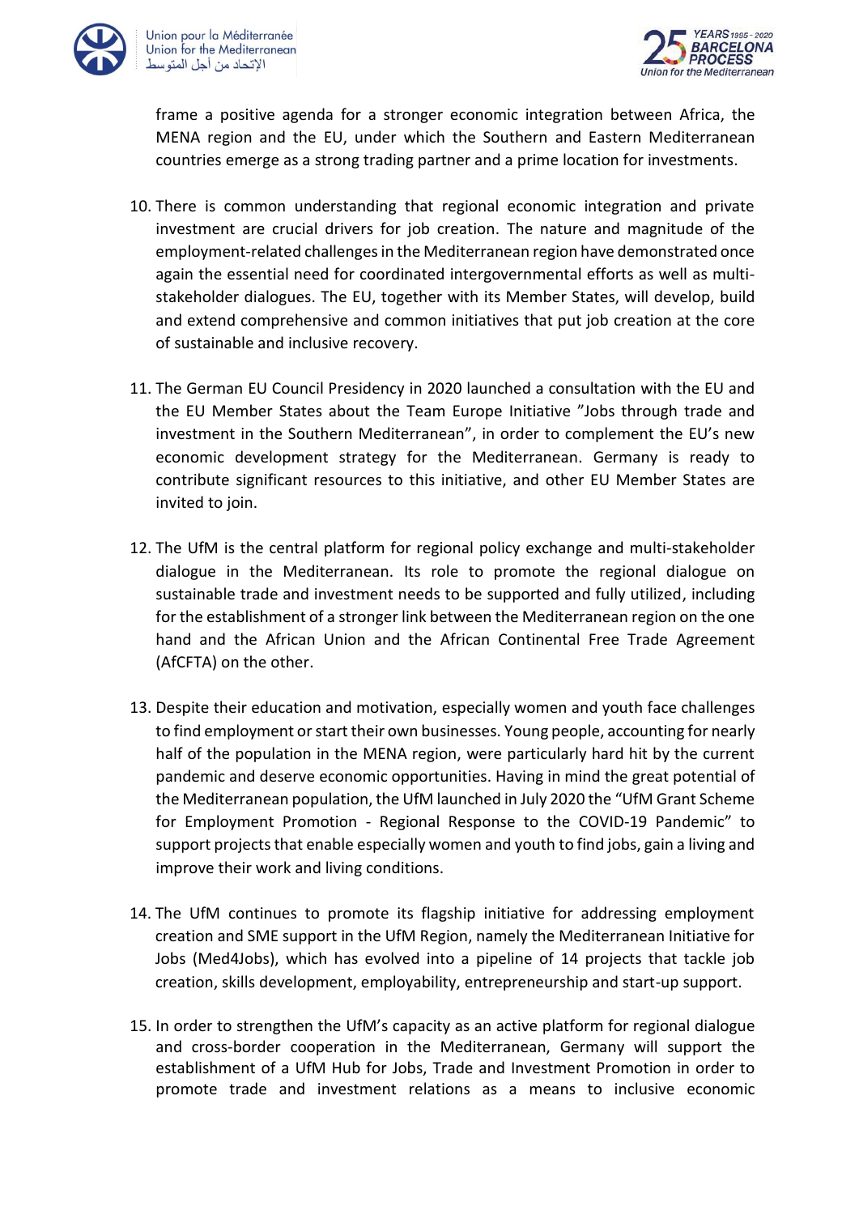frame a positive agenda for a stronger economic integration between Africa, the MENA region and the EU, under which the Southern and Eastern Mediterranean countries emerge as a strong trading partner and a prime location for investments.

10. There is common understanding that regional economic integration and private investment are crucial drivers for job creation. The nature and magnitude of the employment-related challenges in the Mediterranean region have demonstrated once again the essential need for coordinated intergovernmental efforts as well as multi-stakeholder dialogues. The EU, together with its Member States, will develop, build and extend comprehensive and common initiatives that put job creation at the core of sustainable and inclusive recovery.

11. The German EU Council Presidency in 2020 launched a consultation with the EU and the EU Member States about the Team Europe Initiative "Jobs through trade and investment in the Southern Mediterranean", in order to complement the EU's new economic development strategy for the Mediterranean. Germany is ready to contribute significant resources to this initiative, and other EU Member States are invited to join.

12. The UfM is the central platform for regional policy exchange and multi-stakeholder dialogue in the Mediterranean. Its role to promote the regional dialogue on sustainable trade and investment needs to be supported and fully utilized, including for the establishment of a stronger link between the Mediterranean region on the one hand and the African Union and the African Continental Free Trade Agreement (AfCFTA) on the other.

13. Despite their education and motivation, especially women and youth face challenges to find employment or start their own businesses. Young people, accounting for nearly half of the population in the MENA region, were particularly hard hit by the current pandemic and deserve economic opportunities. Having in mind the great potential of the Mediterranean population, the UfM launched in July 2020 the "UfM Grant Scheme for Employment Promotion - Regional Response to the COVID-19 Pandemic" to support projects that enable especially women and youth to find jobs, gain a living and improve their work and living conditions.

14. The UfM continues to promote its flagship initiative for addressing employment creation and SME support in the UfM Region, namely the Mediterranean Initiative for Jobs (Med4Jobs), which has evolved into a pipeline of 14 projects that tackle job creation, skills development, employability, entrepreneurship and start-up support.

15. In order to strengthen the UfM's capacity as an active platform for regional dialogue and cross-border cooperation in the Mediterranean, Germany will support the establishment of a UfM Hub for Jobs, Trade and Investment Promotion in order to promote trade and investment relations as a means to inclusive economic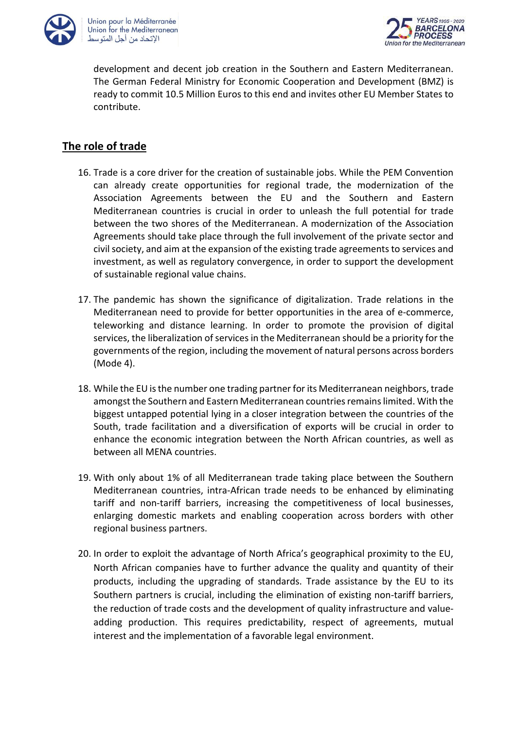development and decent job creation in the Southern and Eastern Mediterranean. The German Federal Ministry for Economic Cooperation and Development (BMZ) is ready to commit 10.5 Million Euros to this end and invites other EU Member States to contribute.

## The role of trade

16. Trade is a core driver for the creation of sustainable jobs. While the PEM Convention can already create opportunities for regional trade, the modernization of the Association Agreements between the EU and the Southern and Eastern Mediterranean countries is crucial in order to unleash the full potential for trade between the two shores of the Mediterranean. A modernization of the Association Agreements should take place through the full involvement of the private sector and civil society, and aim at the expansion of the existing trade agreements to services and investment, as well as regulatory convergence, in order to support the development of sustainable regional value chains.

17. The pandemic has shown the significance of digitalization. Trade relations in the Mediterranean need to provide for better opportunities in the area of e-commerce, teleworking and distance learning. In order to promote the provision of digital services, the liberalization of services in the Mediterranean should be a priority for the governments of the region, including the movement of natural persons across borders (Mode 4).

18. While the EU is the number one trading partner for its Mediterranean neighbors, trade amongst the Southern and Eastern Mediterranean countries remains limited. With the biggest untapped potential lying in a closer integration between the countries of the South, trade facilitation and a diversification of exports will be crucial in order to enhance the economic integration between the North African countries, as well as between all MENA countries.

19. With only about 1% of all Mediterranean trade taking place between the Southern Mediterranean countries, intra-African trade needs to be enhanced by eliminating tariff and non-tariff barriers, increasing the competitiveness of local businesses, enlarging domestic markets and enabling cooperation across borders with other regional business partners.

20. In order to exploit the advantage of North Africa's geographical proximity to the EU, North African companies have to further advance the quality and quantity of their products, including the upgrading of standards. Trade assistance by the EU to its Southern partners is crucial, including the elimination of existing non-tariff barriers, the reduction of trade costs and the development of quality infrastructure and value-adding production. This requires predictability, respect of agreements, mutual interest and the implementation of a favorable legal environment.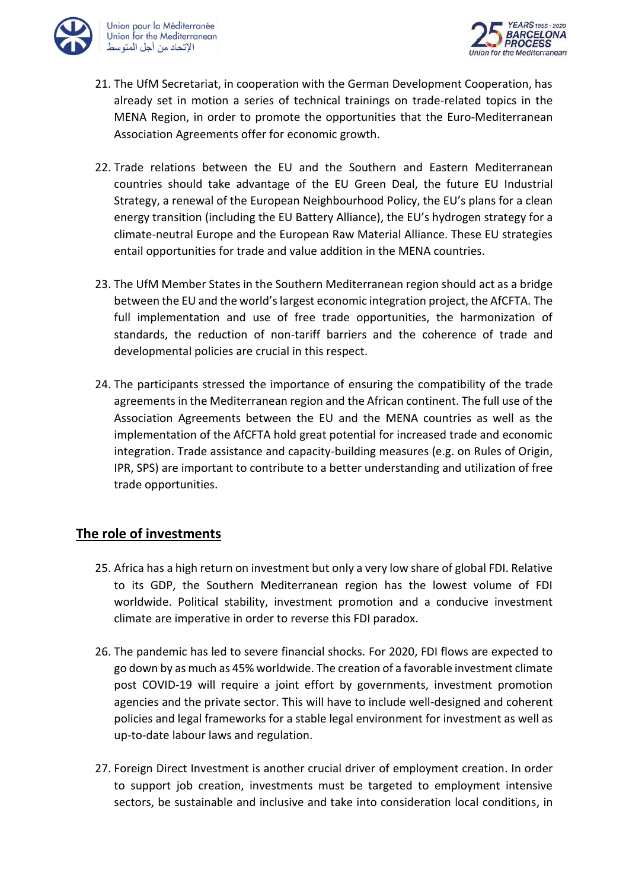21. The UfM Secretariat, in cooperation with the German Development Cooperation, has already set in motion a series of technical trainings on trade-related topics in the MENA Region, in order to promote the opportunities that the Euro-Mediterranean Association Agreements offer for economic growth.

22. Trade relations between the EU and the Southern and Eastern Mediterranean countries should take advantage of the EU Green Deal, the future EU Industrial Strategy, a renewal of the European Neighbourhood Policy, the EU's plans for a clean energy transition (including the EU Battery Alliance), the EU's hydrogen strategy for a climate-neutral Europe and the European Raw Material Alliance. These EU strategies entail opportunities for trade and value addition in the MENA countries.

23. The UfM Member States in the Southern Mediterranean region should act as a bridge between the EU and the world's largest economic integration project, the AfCFTA. The full implementation and use of free trade opportunities, the harmonization of standards, the reduction of non-tariff barriers and the coherence of trade and developmental policies are crucial in this respect.

24. The participants stressed the importance of ensuring the compatibility of the trade agreements in the Mediterranean region and the African continent. The full use of the Association Agreements between the EU and the MENA countries as well as the implementation of the AfCFTA hold great potential for increased trade and economic integration. Trade assistance and capacity-building measures (e.g. on Rules of Origin, IPR, SPS) are important to contribute to a better understanding and utilization of free trade opportunities.

## The role of investments

25. Africa has a high return on investment but only a very low share of global FDI. Relative to its GDP, the Southern Mediterranean region has the lowest volume of FDI worldwide. Political stability, investment promotion and a conducive investment climate are imperative in order to reverse this FDI paradox.

26. The pandemic has led to severe financial shocks. For 2020, FDI flows are expected to go down by as much as 45% worldwide. The creation of a favorable investment climate post COVID-19 will require a joint effort by governments, investment promotion agencies and the private sector. This will have to include well-designed and coherent policies and legal frameworks for a stable legal environment for investment as well as up-to-date labour laws and regulation.

27. Foreign Direct Investment is another crucial driver of employment creation. In order to support job creation, investments must be targeted to employment intensive sectors, be sustainable and inclusive and take into consideration local conditions, in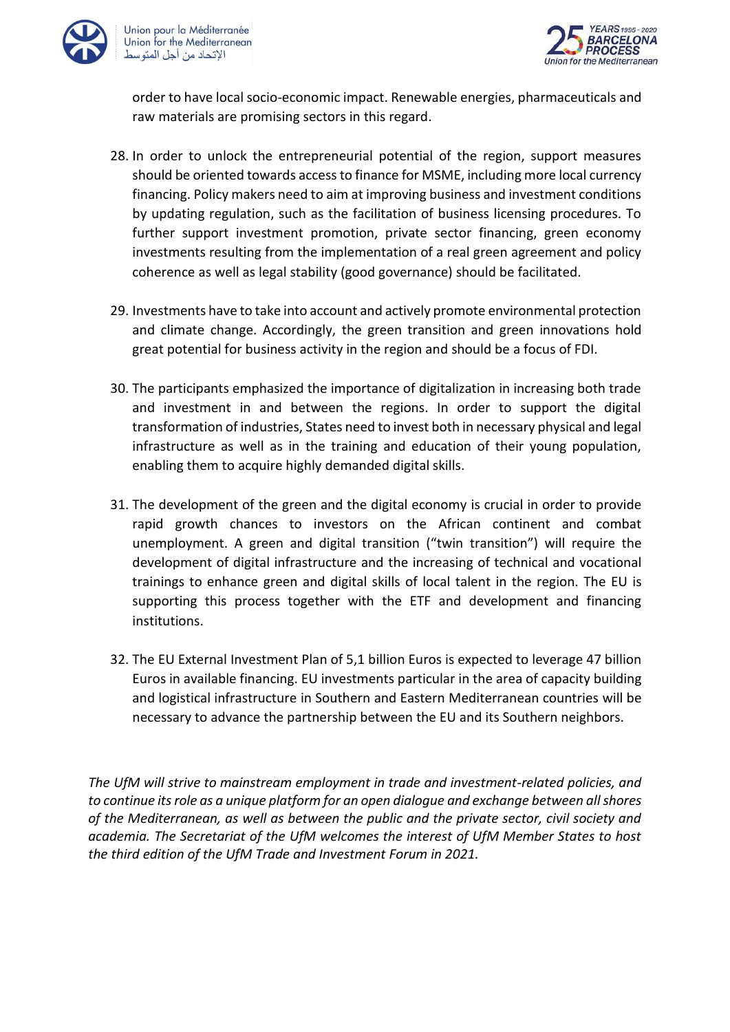order to have local socio-economic impact. Renewable energies, pharmaceuticals and raw materials are promising sectors in this regard.

28. In order to unlock the entrepreneurial potential of the region, support measures should be oriented towards access to finance for MSME, including more local currency financing. Policy makers need to aim at improving business and investment conditions by updating regulation, such as the facilitation of business licensing procedures. To further support investment promotion, private sector financing, green economy investments resulting from the implementation of a real green agreement and policy coherence as well as legal stability (good governance) should be facilitated.

29. Investments have to take into account and actively promote environmental protection and climate change. Accordingly, the green transition and green innovations hold great potential for business activity in the region and should be a focus of FDI.

30. The participants emphasized the importance of digitalization in increasing both trade and investment in and between the regions. In order to support the digital transformation of industries, States need to invest both in necessary physical and legal infrastructure as well as in the training and education of their young population, enabling them to acquire highly demanded digital skills.

31. The development of the green and the digital economy is crucial in order to provide rapid growth chances to investors on the African continent and combat unemployment. A green and digital transition ("twin transition") will require the development of digital infrastructure and the increasing of technical and vocational trainings to enhance green and digital skills of local talent in the region. The EU is supporting this process together with the ETF and development and financing institutions.

32. The EU External Investment Plan of 5,1 billion Euros is expected to leverage 47 billion Euros in available financing. EU investments particular in the area of capacity building and logistical infrastructure in Southern and Eastern Mediterranean countries will be necessary to advance the partnership between the EU and its Southern neighbors.

*The UfM will strive to mainstream employment in trade and investment-related policies, and to continue its role as a unique platform for an open dialogue and exchange between all shores of the Mediterranean, as well as between the public and the private sector, civil society and academia. The Secretariat of the UfM welcomes the interest of UfM Member States to host the third edition of the UfM Trade and Investment Forum in 2021.*